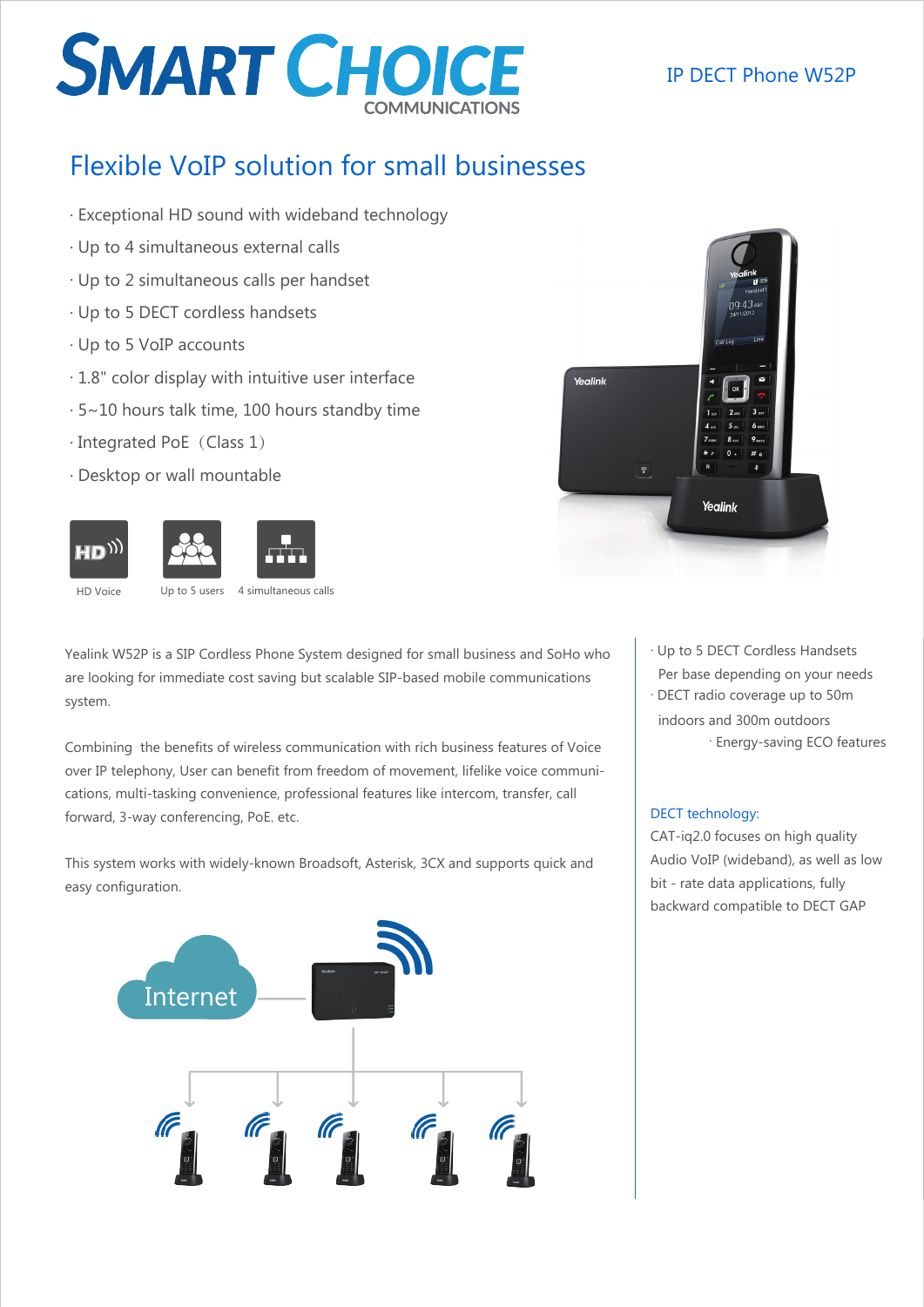# SMART CHOICE COMMUNICATIONS

IP DECT Phone W52P

## Flexible VoIP solution for small businesses

- Exceptional HD sound with wideband technology
- Up to 4 simultaneous external calls
- Up to 2 simultaneous calls per handset
- Up to 5 DECT cordless handsets
- Up to 5 VoIP accounts
- 1.8" color display with intuitive user interface
- 5~10 hours talk time, 100 hours standby time
- Integrated PoE（Class 1）
- Desktop or wall mountable

HD Voice

Up to 5 users

4 simultaneous calls

Yealink W52P is a SIP Cordless Phone System designed for small business and SoHo who are looking for immediate cost saving but scalable SIP-based mobile communications system.

Combining the benefits of wireless communication with rich business features of Voice over IP telephony, User can benefit from freedom of movement, lifelike voice communications, multi-tasking convenience, professional features like intercom, transfer, call forward, 3-way conferencing, PoE, etc.

This system works with widely-known Broadsoft, Asterisk, 3CX and supports quick and easy configuration.

Internet

- Up to 5 DECT Cordless Handsets Per base depending on your needs
- DECT radio coverage up to 50m indoors and 300m outdoors
- Energy-saving ECO features

### DECT technology:

CAT-iq2.0 focuses on high quality Audio VoIP (wideband), as well as low bit - rate data applications, fully backward compatible to DECT GAP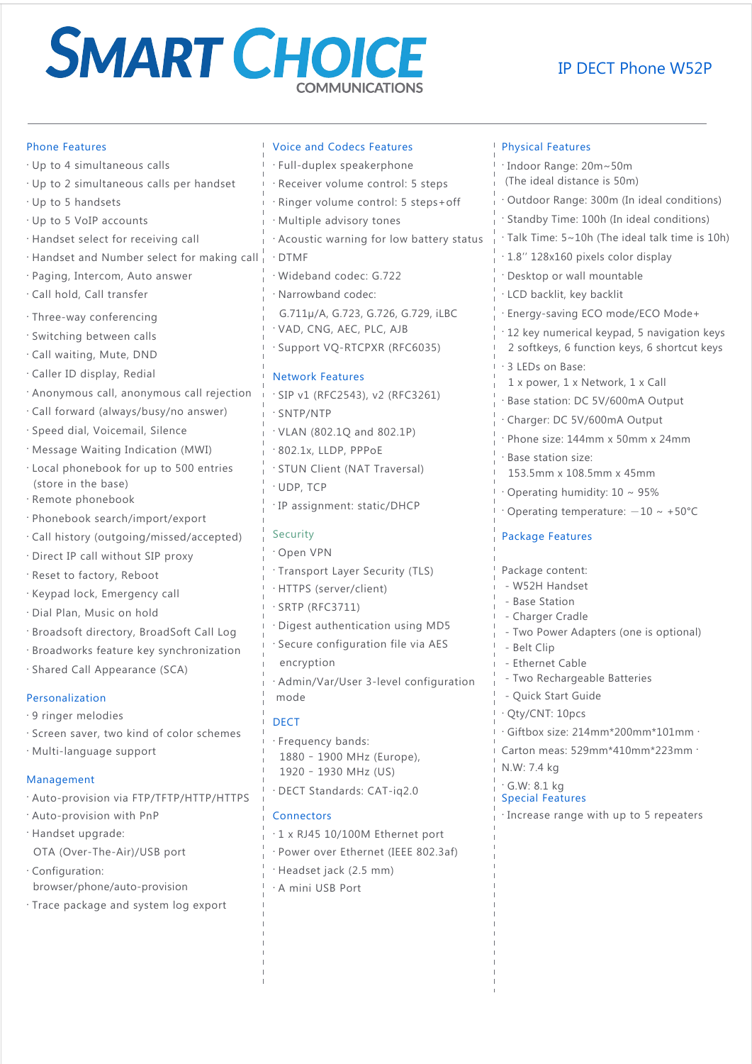# SMART CHOICE COMMUNICATIONS

## IP DECT Phone W52P

### Phone Features

- Up to 4 simultaneous calls
- Up to 2 simultaneous calls per handset
- Up to 5 handsets
- Up to 5 VoIP accounts
- Handset select for receiving call
- Handset and Number select for making call
- Paging, Intercom, Auto answer
- Call hold, Call transfer
- Three-way conferencing
- Switching between calls
- Call waiting, Mute, DND
- Caller ID display, Redial
- Anonymous call, anonymous call rejection
- Call forward (always/busy/no answer)
- Speed dial, Voicemail, Silence
- Message Waiting Indication (MWI)
- Local phonebook for up to 500 entries (store in the base)
- Remote phonebook
- Phonebook search/import/export
- Call history (outgoing/missed/accepted)
- Direct IP call without SIP proxy
- Reset to factory, Reboot
- Keypad lock, Emergency call
- Dial Plan, Music on hold
- Broadsoft directory, BroadSoft Call Log
- Broadworks feature key synchronization
- Shared Call Appearance (SCA)

### Personalization

- 9 ringer melodies
- Screen saver, two kind of color schemes
- Multi-language support

### Management

- Auto-provision via FTP/TFTP/HTTP/HTTPS
- Auto-provision with PnP
- Handset upgrade: OTA (Over-The-Air)/USB port
- Configuration: browser/phone/auto-provision
- Trace package and system log export

### Voice and Codecs Features

- Full-duplex speakerphone
- Receiver volume control: 5 steps
- Ringer volume control: 5 steps+off
- Multiple advisory tones
- Acoustic warning for low battery status
- DTMF
- Wideband codec: G.722
- Narrowband codec: G.711μ/A, G.723, G.726, G.729, iLBC
- VAD, CNG, AEC, PLC, AJB
- Support VQ-RTCPXR (RFC6035)

### Network Features

- SIP v1 (RFC2543), v2 (RFC3261)
- SNTP/NTP
- VLAN (802.1Q and 802.1P)
- 802.1x, LLDP, PPPoE
- STUN Client (NAT Traversal)
- UDP, TCP
- IP assignment: static/DHCP

### Security

- Open VPN
- Transport Layer Security (TLS)
- HTTPS (server/client)
- SRTP (RFC3711)
- Digest authentication using MD5
- Secure configuration file via AES encryption
- Admin/Var/User 3-level configuration mode

### DECT

- Frequency bands: 1880 – 1900 MHz (Europe), 1920 – 1930 MHz (US)
- DECT Standards: CAT-iq2.0

### Connectors

- 1 x RJ45 10/100M Ethernet port
- Power over Ethernet (IEEE 802.3af)
- Headset jack (2.5 mm)
- A mini USB Port

### Physical Features

- Indoor Range: 20m~50m (The ideal distance is 50m)
- Outdoor Range: 300m (In ideal conditions)
- Standby Time: 100h (In ideal conditions)
- Talk Time: 5~10h (The ideal talk time is 10h)
- 1.8'' 128x160 pixels color display
- Desktop or wall mountable
- LCD backlit, key backlit
- Energy-saving ECO mode/ECO Mode+
- 12 key numerical keypad, 5 navigation keys 2 softkeys, 6 function keys, 6 shortcut keys
- 3 LEDs on Base: 1 x power, 1 x Network, 1 x Call
- Base station: DC 5V/600mA Output
- Charger: DC 5V/600mA Output
- Phone size: 144mm x 50mm x 24mm
- Base station size: 153.5mm x 108.5mm x 45mm
- Operating humidity: 10 ~ 95%
- Operating temperature: −10 ~ +50°C

### Package Features

Package content:
- W52H Handset
- Base Station
- Charger Cradle
- Two Power Adapters (one is optional)
- Belt Clip
- Ethernet Cable
- Two Rechargeable Batteries
- Quick Start Guide

- Qty/CNT: 10pcs
- Giftbox size: 214mm*200mm*101mm
- Carton meas: 529mm*410mm*223mm
- N.W: 7.4 kg
- G.W: 8.1 kg

### Special Features

- Increase range with up to 5 repeaters